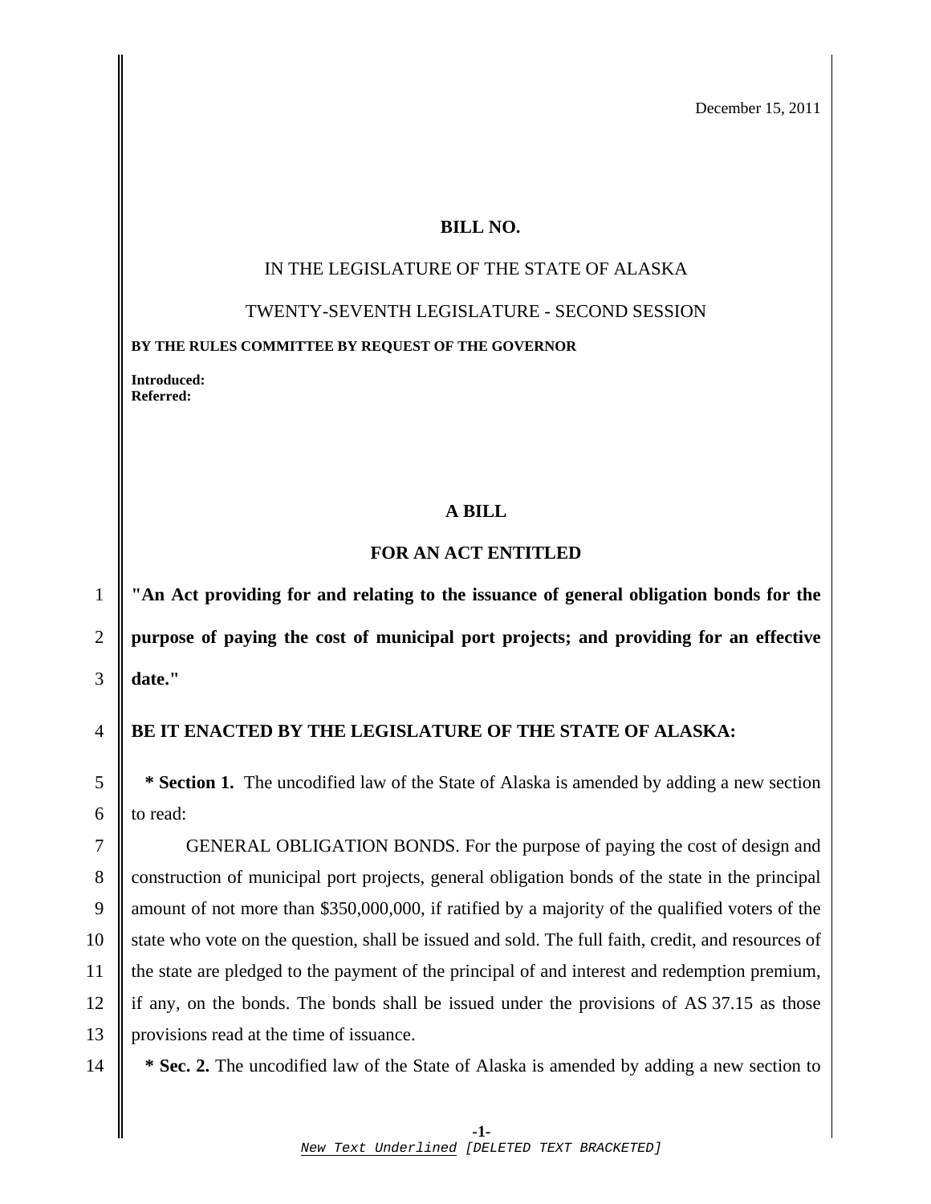December 15, 2011

**BILL NO.**

IN THE LEGISLATURE OF THE STATE OF ALASKA

TWENTY-SEVENTH LEGISLATURE - SECOND SESSION

**BY THE RULES COMMITTEE BY REQUEST OF THE GOVERNOR**

**Introduced:**
**Referred:**

**A BILL**

**FOR AN ACT ENTITLED**

**"An Act providing for and relating to the issuance of general obligation bonds for the purpose of paying the cost of municipal port projects; and providing for an effective date."**

**BE IT ENACTED BY THE LEGISLATURE OF THE STATE OF ALASKA:**

**\* Section 1.** The uncodified law of the State of Alaska is amended by adding a new section to read:

GENERAL OBLIGATION BONDS. For the purpose of paying the cost of design and construction of municipal port projects, general obligation bonds of the state in the principal amount of not more than $350,000,000, if ratified by a majority of the qualified voters of the state who vote on the question, shall be issued and sold. The full faith, credit, and resources of the state are pledged to the payment of the principal of and interest and redemption premium, if any, on the bonds. The bonds shall be issued under the provisions of AS 37.15 as those provisions read at the time of issuance.

**\* Sec. 2.** The uncodified law of the State of Alaska is amended by adding a new section to

*New Text Underlined* [DELETED TEXT BRACKETED]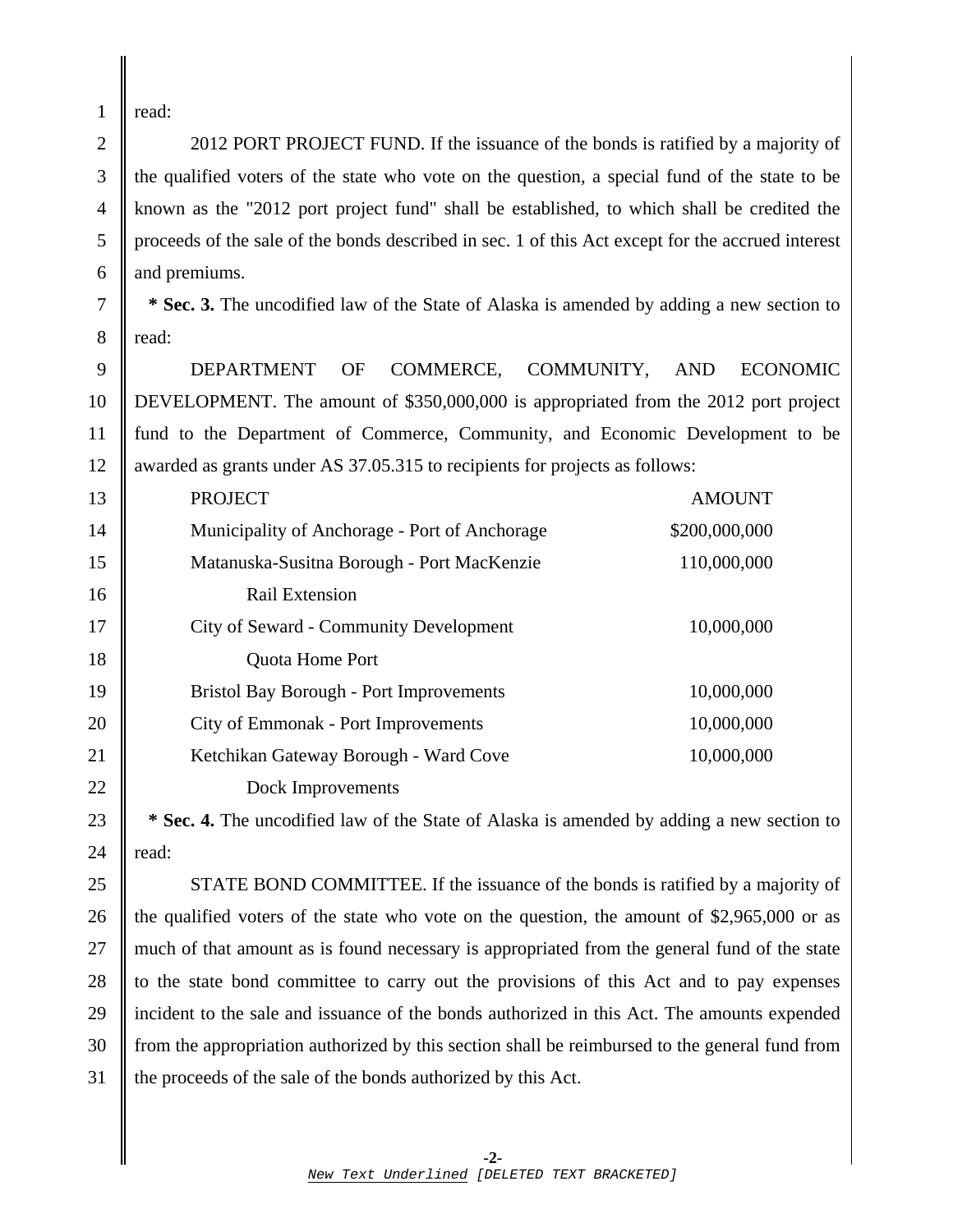read:

2012 PORT PROJECT FUND. If the issuance of the bonds is ratified by a majority of the qualified voters of the state who vote on the question, a special fund of the state to be known as the "2012 port project fund" shall be established, to which shall be credited the proceeds of the sale of the bonds described in sec. 1 of this Act except for the accrued interest and premiums.

**\* Sec. 3.** The uncodified law of the State of Alaska is amended by adding a new section to read:

DEPARTMENT OF COMMERCE, COMMUNITY, AND ECONOMIC DEVELOPMENT. The amount of $350,000,000 is appropriated from the 2012 port project fund to the Department of Commerce, Community, and Economic Development to be awarded as grants under AS 37.05.315 to recipients for projects as follows:

| PROJECT | AMOUNT |
|---|---|
| Municipality of Anchorage - Port of Anchorage | $200,000,000 |
| Matanuska-Susitna Borough - Port MacKenzie Rail Extension | 110,000,000 |
| City of Seward - Community Development Quota Home Port | 10,000,000 |
| Bristol Bay Borough - Port Improvements | 10,000,000 |
| City of Emmonak - Port Improvements | 10,000,000 |
| Ketchikan Gateway Borough - Ward Cove Dock Improvements | 10,000,000 |

**\* Sec. 4.** The uncodified law of the State of Alaska is amended by adding a new section to read:

STATE BOND COMMITTEE. If the issuance of the bonds is ratified by a majority of the qualified voters of the state who vote on the question, the amount of $2,965,000 or as much of that amount as is found necessary is appropriated from the general fund of the state to the state bond committee to carry out the provisions of this Act and to pay expenses incident to the sale and issuance of the bonds authorized in this Act. The amounts expended from the appropriation authorized by this section shall be reimbursed to the general fund from the proceeds of the sale of the bonds authorized by this Act.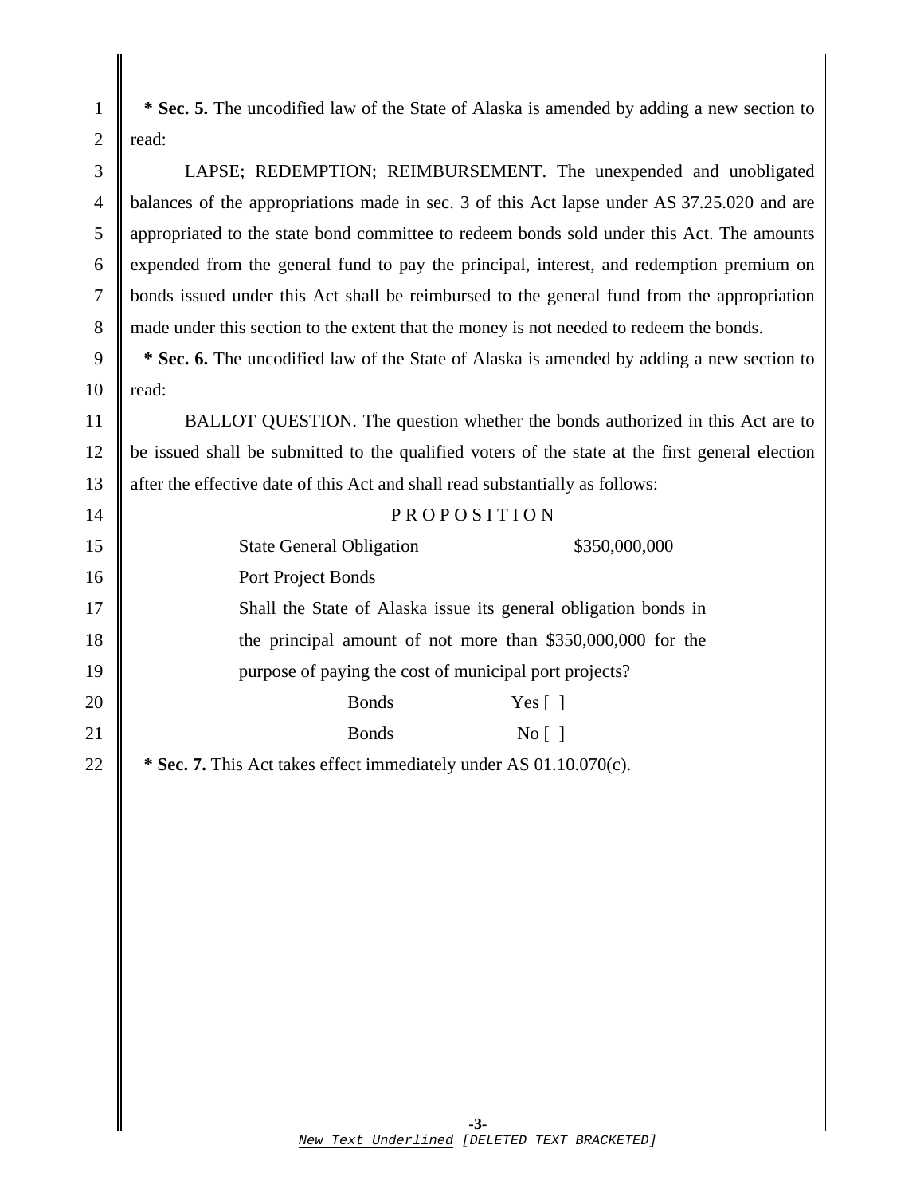**\* Sec. 5.** The uncodified law of the State of Alaska is amended by adding a new section to read:

LAPSE; REDEMPTION; REIMBURSEMENT. The unexpended and unobligated balances of the appropriations made in sec. 3 of this Act lapse under AS 37.25.020 and are appropriated to the state bond committee to redeem bonds sold under this Act. The amounts expended from the general fund to pay the principal, interest, and redemption premium on bonds issued under this Act shall be reimbursed to the general fund from the appropriation made under this section to the extent that the money is not needed to redeem the bonds.

**\* Sec. 6.** The uncodified law of the State of Alaska is amended by adding a new section to read:

BALLOT QUESTION. The question whether the bonds authorized in this Act are to be issued shall be submitted to the qualified voters of the state at the first general election after the effective date of this Act and shall read substantially as follows:

P R O P O S I T I O N

State General Obligation $350,000,000

Port Project Bonds

Shall the State of Alaska issue its general obligation bonds in the principal amount of not more than $350,000,000 for the purpose of paying the cost of municipal port projects?

Bonds Yes [ ]

Bonds No [ ]

**\* Sec. 7.** This Act takes effect immediately under AS 01.10.070(c).

*New Text Underlined* [DELETED TEXT BRACKETED]